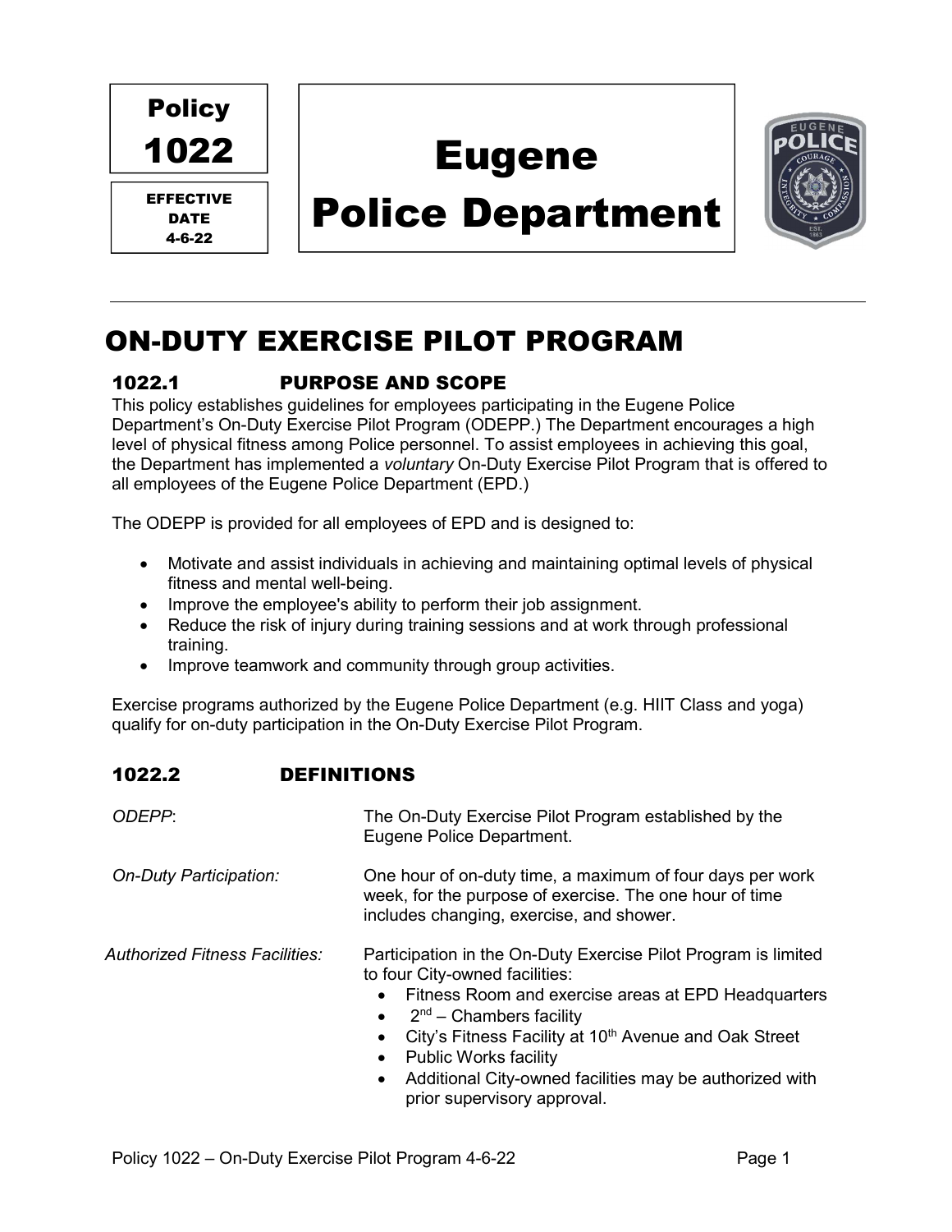Policy 1022

EFFECTIVE DATE 4-6-22

# Eugene Police Department

# ON-DUTY EXERCISE PILOT PROGRAM

## 1022.1 PURPOSE AND SCOPE

This policy establishes guidelines for employees participating in the Eugene Police Department's On-Duty Exercise Pilot Program (ODEPP.) The Department encourages a high level of physical fitness among Police personnel. To assist employees in achieving this goal, the Department has implemented a *voluntary* On-Duty Exercise Pilot Program that is offered to all employees of the Eugene Police Department (EPD.)

The ODEPP is provided for all employees of EPD and is designed to:

- Motivate and assist individuals in achieving and maintaining optimal levels of physical fitness and mental well-being.
- Improve the employee's ability to perform their job assignment.
- Reduce the risk of injury during training sessions and at work through professional training.
- Improve teamwork and community through group activities.

Exercise programs authorized by the Eugene Police Department (e.g. HIIT Class and yoga) qualify for on-duty participation in the On-Duty Exercise Pilot Program.

## 1022.2 DEFINITIONS

*ODEPP*: The On-Duty Exercise Pilot Program established by the Eugene Police Department.

*On-Duty Participation:* One hour of on-duty time, a maximum of four days per work week, for the purpose of exercise. The one hour of time includes changing, exercise, and shower.

*Authorized Fitness Facilities:* Participation in the On-Duty Exercise Pilot Program is limited to four City-owned facilities:

- Fitness Room and exercise areas at EPD Headquarters
- 2nd – Chambers facility
- City's Fitness Facility at 10th Avenue and Oak Street
- Public Works facility
- Additional City-owned facilities may be authorized with prior supervisory approval.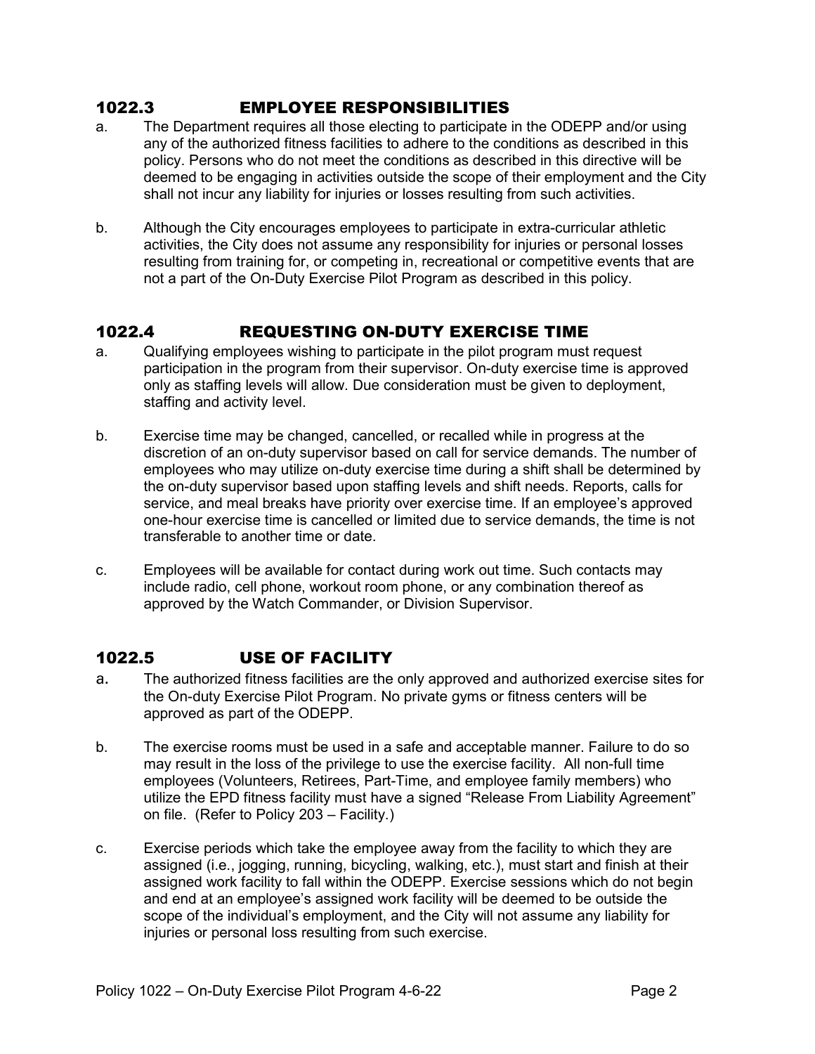## 1022.3 EMPLOYEE RESPONSIBILITIES

a. The Department requires all those electing to participate in the ODEPP and/or using any of the authorized fitness facilities to adhere to the conditions as described in this policy. Persons who do not meet the conditions as described in this directive will be deemed to be engaging in activities outside the scope of their employment and the City shall not incur any liability for injuries or losses resulting from such activities.

b. Although the City encourages employees to participate in extra-curricular athletic activities, the City does not assume any responsibility for injuries or personal losses resulting from training for, or competing in, recreational or competitive events that are not a part of the On-Duty Exercise Pilot Program as described in this policy.

## 1022.4 REQUESTING ON-DUTY EXERCISE TIME

a. Qualifying employees wishing to participate in the pilot program must request participation in the program from their supervisor. On-duty exercise time is approved only as staffing levels will allow. Due consideration must be given to deployment, staffing and activity level.

b. Exercise time may be changed, cancelled, or recalled while in progress at the discretion of an on-duty supervisor based on call for service demands. The number of employees who may utilize on-duty exercise time during a shift shall be determined by the on-duty supervisor based upon staffing levels and shift needs. Reports, calls for service, and meal breaks have priority over exercise time. If an employee's approved one-hour exercise time is cancelled or limited due to service demands, the time is not transferable to another time or date.

c. Employees will be available for contact during work out time. Such contacts may include radio, cell phone, workout room phone, or any combination thereof as approved by the Watch Commander, or Division Supervisor.

## 1022.5 USE OF FACILITY

a. The authorized fitness facilities are the only approved and authorized exercise sites for the On-duty Exercise Pilot Program. No private gyms or fitness centers will be approved as part of the ODEPP.

b. The exercise rooms must be used in a safe and acceptable manner. Failure to do so may result in the loss of the privilege to use the exercise facility. All non-full time employees (Volunteers, Retirees, Part-Time, and employee family members) who utilize the EPD fitness facility must have a signed "Release From Liability Agreement" on file. (Refer to Policy 203 – Facility.)

c. Exercise periods which take the employee away from the facility to which they are assigned (i.e., jogging, running, bicycling, walking, etc.), must start and finish at their assigned work facility to fall within the ODEPP. Exercise sessions which do not begin and end at an employee's assigned work facility will be deemed to be outside the scope of the individual's employment, and the City will not assume any liability for injuries or personal loss resulting from such exercise.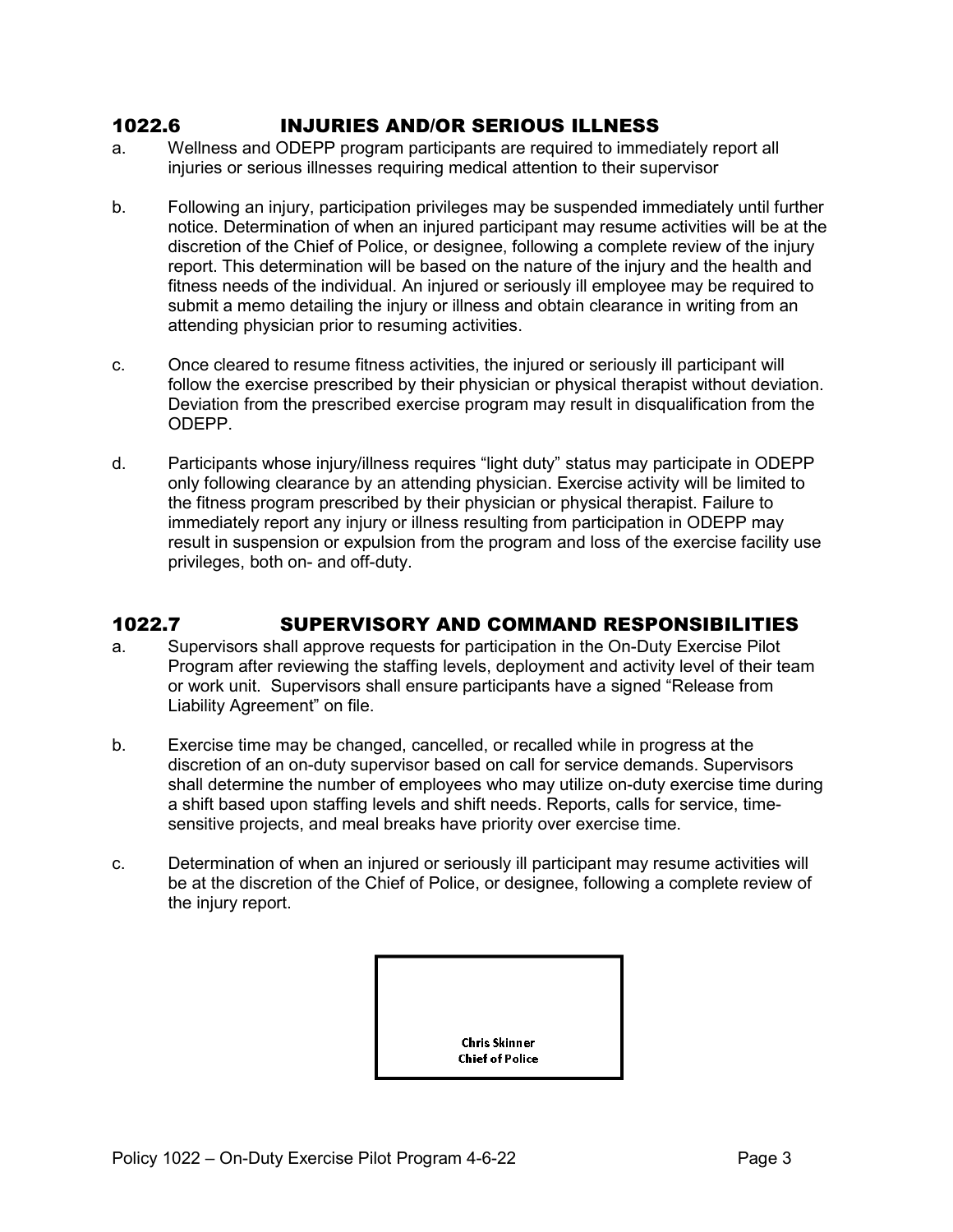## 1022.6 INJURIES AND/OR SERIOUS ILLNESS

a. Wellness and ODEPP program participants are required to immediately report all injuries or serious illnesses requiring medical attention to their supervisor

b. Following an injury, participation privileges may be suspended immediately until further notice. Determination of when an injured participant may resume activities will be at the discretion of the Chief of Police, or designee, following a complete review of the injury report. This determination will be based on the nature of the injury and the health and fitness needs of the individual. An injured or seriously ill employee may be required to submit a memo detailing the injury or illness and obtain clearance in writing from an attending physician prior to resuming activities.

c. Once cleared to resume fitness activities, the injured or seriously ill participant will follow the exercise prescribed by their physician or physical therapist without deviation. Deviation from the prescribed exercise program may result in disqualification from the ODEPP.

d. Participants whose injury/illness requires "light duty" status may participate in ODEPP only following clearance by an attending physician. Exercise activity will be limited to the fitness program prescribed by their physician or physical therapist. Failure to immediately report any injury or illness resulting from participation in ODEPP may result in suspension or expulsion from the program and loss of the exercise facility use privileges, both on- and off-duty.

## 1022.7 SUPERVISORY AND COMMAND RESPONSIBILITIES

a. Supervisors shall approve requests for participation in the On-Duty Exercise Pilot Program after reviewing the staffing levels, deployment and activity level of their team or work unit. Supervisors shall ensure participants have a signed "Release from Liability Agreement" on file.

b. Exercise time may be changed, cancelled, or recalled while in progress at the discretion of an on-duty supervisor based on call for service demands. Supervisors shall determine the number of employees who may utilize on-duty exercise time during a shift based upon staffing levels and shift needs. Reports, calls for service, time-sensitive projects, and meal breaks have priority over exercise time.

c. Determination of when an injured or seriously ill participant may resume activities will be at the discretion of the Chief of Police, or designee, following a complete review of the injury report.

**Chris Skinner**
**Chief of Police**